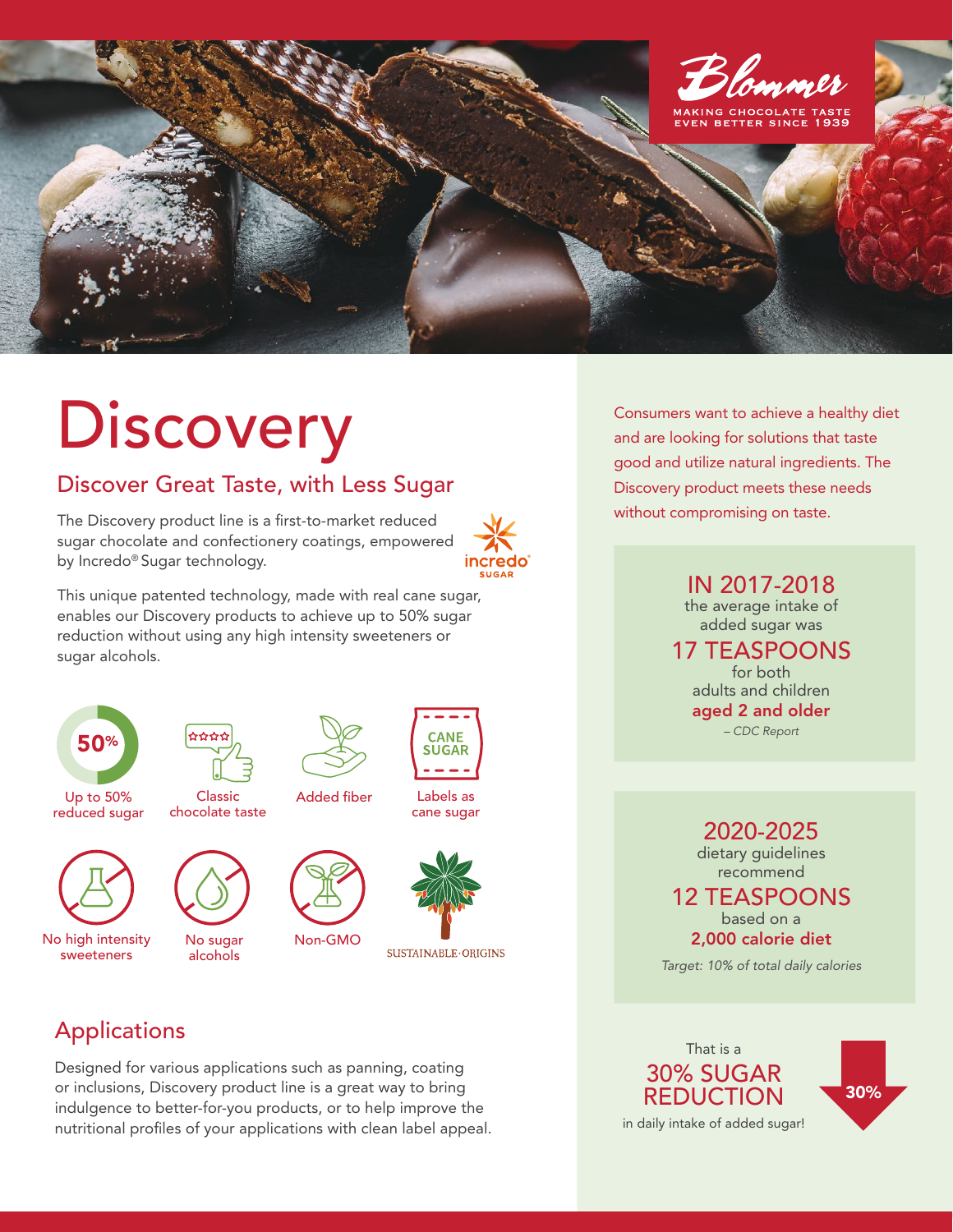Blommer

MAKING CHOCOLATE TASTE EVEN BETTER SINCE 1939

# Discovery

## Discover Great Taste, with Less Sugar

The Discovery product line is a first-to-market reduced sugar chocolate and confectionery coatings, empowered by Incredo® Sugar technology.

This unique patented technology, made with real cane sugar, enables our Discovery products to achieve up to 50% sugar reduction without using any high intensity sweeteners or sugar alcohols.

- Up to 50% reduced sugar
- Classic chocolate taste
- Added fiber
- Labels as cane sugar
- No high intensity sweeteners
- No sugar alcohols
- Non-GMO
- SUSTAINABLE·ORIGINS

## Applications

Designed for various applications such as panning, coating or inclusions, Discovery product line is a great way to bring indulgence to better-for-you products, or to help improve the nutritional profiles of your applications with clean label appeal.

Consumers want to achieve a healthy diet and are looking for solutions that taste good and utilize natural ingredients. The Discovery product meets these needs without compromising on taste.

**IN 2017-2018** the average intake of added sugar was **17 TEASPOONS** for both adults and children **aged 2 and older**

*– CDC Report*

**2020-2025** dietary guidelines recommend **12 TEASPOONS** based on a **2,000 calorie diet**

*Target: 10% of total daily calories*

That is a **30% SUGAR REDUCTION** in daily intake of added sugar!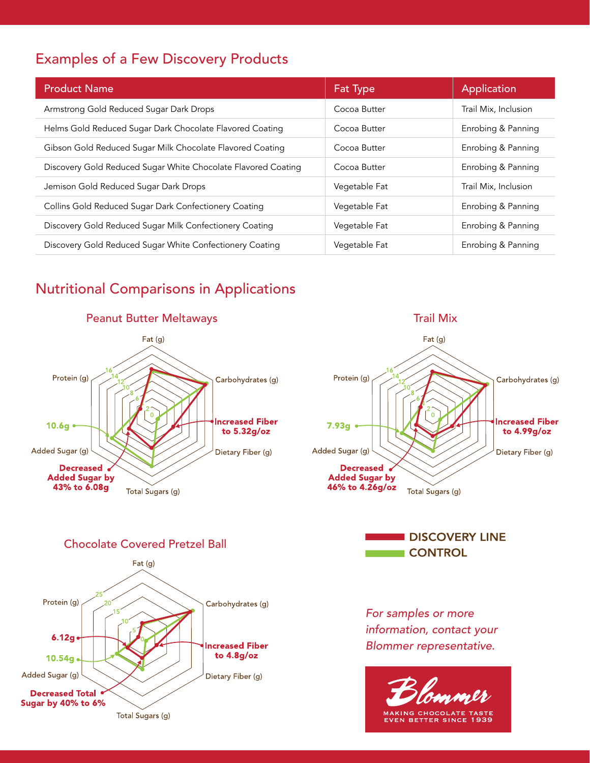## Examples of a Few Discovery Products

| Product Name | Fat Type | Application |
|---|---|---|
| Armstrong Gold Reduced Sugar Dark Drops | Cocoa Butter | Trail Mix, Inclusion |
| Helms Gold Reduced Sugar Dark Chocolate Flavored Coating | Cocoa Butter | Enrobing & Panning |
| Gibson Gold Reduced Sugar Milk Chocolate Flavored Coating | Cocoa Butter | Enrobing & Panning |
| Discovery Gold Reduced Sugar White Chocolate Flavored Coating | Cocoa Butter | Enrobing & Panning |
| Jemison Gold Reduced Sugar Dark Drops | Vegetable Fat | Trail Mix, Inclusion |
| Collins Gold Reduced Sugar Dark Confectionery Coating | Vegetable Fat | Enrobing & Panning |
| Discovery Gold Reduced Sugar Milk Confectionery Coating | Vegetable Fat | Enrobing & Panning |
| Discovery Gold Reduced Sugar White Confectionery Coating | Vegetable Fat | Enrobing & Panning |

## Nutritional Comparisons in Applications

### Peanut Butter Meltaways

Fat (g)
Carbohydrates (g)
Dietary Fiber (g)
Total Sugars (g)
Added Sugar (g)
Protein (g)
0, 2, 6, 8, 10, 12, 14, 16

10.6g

**Increased Fiber to 5.32g/oz**

**Decreased Added Sugar by 43% to 6.08g**

### Trail Mix

Fat (g)
Carbohydrates (g)
Dietary Fiber (g)
Total Sugars (g)
Added Sugar (g)
Protein (g)
0, 2, 4, 6, 8, 10, 12, 14, 16

7.93g

**Increased Fiber to 4.99g/oz**

**Decreased Added Sugar by 46% to 4.26g/oz**

### Chocolate Covered Pretzel Ball

Fat (g)
Carbohydrates (g)
Dietary Fiber (g)
Total Sugars (g)
Added Sugar (g)
Protein (g)
0, 5, 10, 15, 20, 25

6.12g

10.54g

**Increased Fiber to 4.8g/oz**

**Decreased Total Sugar by 40% to 6%**

**DISCOVERY LINE**
**CONTROL**

*For samples or more information, contact your Blommer representative.*

Blommer
MAKING CHOCOLATE TASTE EVEN BETTER SINCE 1939